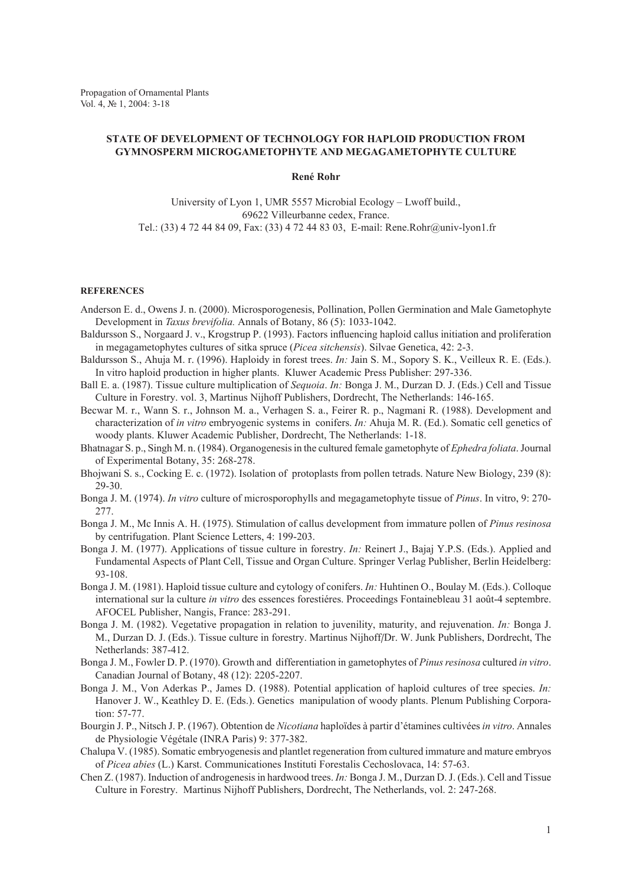Propagation of Ornamental Plants
Vol. 4, № 1, 2004: 3-18

# STATE OF DEVELOPMENT OF TECHNOLOGY FOR HAPLOID PRODUCTION FROM GYMNOSPERM MICROGAMETOPHYTE AND MEGAGAMETOPHYTE CULTURE

**René Rohr**

University of Lyon 1, UMR 5557 Microbial Ecology – Lwoff build.,
69622 Villeurbanne cedex, France.
Tel.: (33) 4 72 44 84 09, Fax: (33) 4 72 44 83 03, E-mail: Rene.Rohr@univ-lyon1.fr

## REFERENCES

Anderson E. d., Owens J. n. (2000). Microsporogenesis, Pollination, Pollen Germination and Male Gametophyte Development in *Taxus brevifolia.* Annals of Botany, 86 (5): 1033-1042.

Baldursson S., Norgaard J. v., Krogstrup P. (1993). Factors influencing haploid callus initiation and proliferation in megagametophytes cultures of sitka spruce (*Picea sitchensis*). Silvae Genetica, 42: 2-3.

Baldursson S., Ahuja M. r. (1996). Haploidy in forest trees. *In:* Jain S. M., Sopory S. K., Veilleux R. E. (Eds.). In vitro haploid production in higher plants. Kluwer Academic Press Publisher: 297-336.

Ball E. a. (1987). Tissue culture multiplication of *Sequoia*. *In:* Bonga J. M., Durzan D. J. (Eds.) Cell and Tissue Culture in Forestry. vol. 3, Martinus Nijhoff Publishers, Dordrecht, The Netherlands: 146-165.

Becwar M. r., Wann S. r., Johnson M. a., Verhagen S. a., Feirer R. p., Nagmani R. (1988). Development and characterization of *in vitro* embryogenic systems in conifers. *In:* Ahuja M. R. (Ed.). Somatic cell genetics of woody plants. Kluwer Academic Publisher, Dordrecht, The Netherlands: 1-18.

Bhatnagar S. p., Singh M. n. (1984). Organogenesis in the cultured female gametophyte of *Ephedra foliata*. Journal of Experimental Botany, 35: 268-278.

Bhojwani S. s., Cocking E. c. (1972). Isolation of protoplasts from pollen tetrads. Nature New Biology, 239 (8): 29-30.

Bonga J. M. (1974). *In vitro* culture of microsporophylls and megagametophyte tissue of *Pinus*. In vitro, 9: 270-277.

Bonga J. M., Mc Innis A. H. (1975). Stimulation of callus development from immature pollen of *Pinus resinosa* by centrifugation. Plant Science Letters, 4: 199-203.

Bonga J. M. (1977). Applications of tissue culture in forestry. *In:* Reinert J., Bajaj Y.P.S. (Eds.). Applied and Fundamental Aspects of Plant Cell, Tissue and Organ Culture. Springer Verlag Publisher, Berlin Heidelberg: 93-108.

Bonga J. M. (1981). Haploid tissue culture and cytology of conifers. *In:* Huhtinen O., Boulay M. (Eds.). Colloque international sur la culture *in vitro* des essences forestiéres. Proceedings Fontainebleau 31 août-4 septembre. AFOCEL Publisher, Nangis, France: 283-291.

Bonga J. M. (1982). Vegetative propagation in relation to juvenility, maturity, and rejuvenation. *In:* Bonga J. M., Durzan D. J. (Eds.). Tissue culture in forestry. Martinus Nijhoff/Dr. W. Junk Publishers, Dordrecht, The Netherlands: 387-412.

Bonga J. M., Fowler D. P. (1970). Growth and differentiation in gametophytes of *Pinus resinosa* cultured *in vitro*. Canadian Journal of Botany, 48 (12): 2205-2207.

Bonga J. M., Von Aderkas P., James D. (1988). Potential application of haploid cultures of tree species. *In:* Hanover J. W., Keathley D. E. (Eds.). Genetics manipulation of woody plants. Plenum Publishing Corporation: 57-77.

Bourgin J. P., Nitsch J. P. (1967). Obtention de *Nicotiana* haploïdes à partir d'étamines cultivées *in vitro*. Annales de Physiologie Végétale (INRA Paris) 9: 377-382.

Chalupa V. (1985). Somatic embryogenesis and plantlet regeneration from cultured immature and mature embryos of *Picea abies* (L.) Karst. Communicationes Instituti Forestalis Cechoslovaca, 14: 57-63.

Chen Z. (1987). Induction of androgenesis in hardwood trees. *In:* Bonga J. M., Durzan D. J. (Eds.). Cell and Tissue Culture in Forestry. Martinus Nijhoff Publishers, Dordrecht, The Netherlands, vol. 2: 247-268.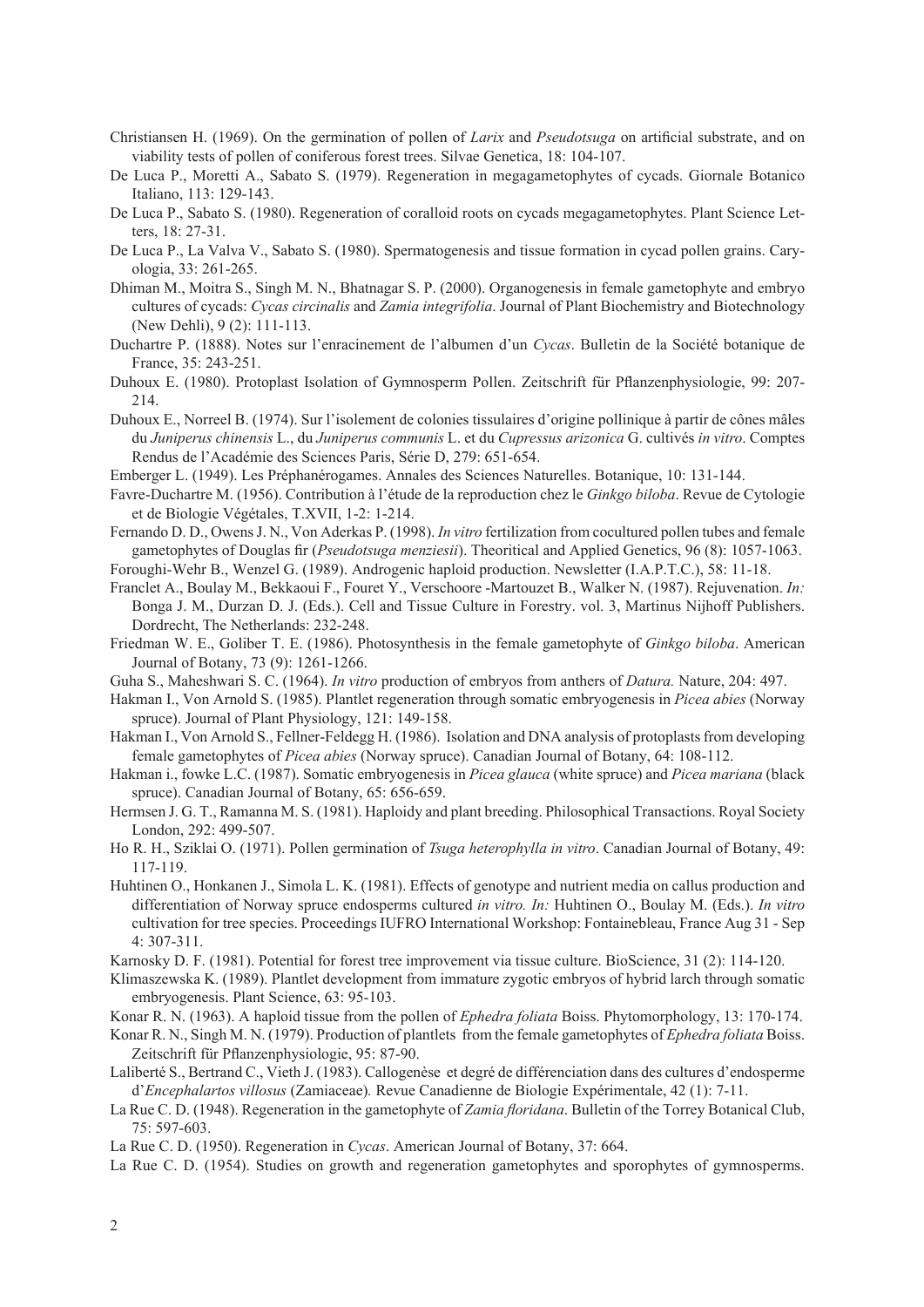Christiansen H. (1969). On the germination of pollen of *Larix* and *Pseudotsuga* on artificial substrate, and on viability tests of pollen of coniferous forest trees. Silvae Genetica, 18: 104-107.

De Luca P., Moretti A., Sabato S. (1979). Regeneration in megagametophytes of cycads. Giornale Botanico Italiano, 113: 129-143.

De Luca P., Sabato S. (1980). Regeneration of coralloid roots on cycads megagametophytes. Plant Science Letters, 18: 27-31.

De Luca P., La Valva V., Sabato S. (1980). Spermatogenesis and tissue formation in cycad pollen grains. Caryologia, 33: 261-265.

Dhiman M., Moitra S., Singh M. N., Bhatnagar S. P. (2000). Organogenesis in female gametophyte and embryo cultures of cycads: *Cycas circinalis* and *Zamia integrifolia*. Journal of Plant Biochemistry and Biotechnology (New Dehli), 9 (2): 111-113.

Duchartre P. (1888). Notes sur l'enracinement de l'albumen d'un *Cycas*. Bulletin de la Société botanique de France, 35: 243-251.

Duhoux E. (1980). Protoplast Isolation of Gymnosperm Pollen. Zeitschrift für Pflanzenphysiologie, 99: 207-214.

Duhoux E., Norreel B. (1974). Sur l'isolement de colonies tissulaires d'origine pollinique à partir de cônes mâles du *Juniperus chinensis* L., du *Juniperus communis* L. et du *Cupressus arizonica* G. cultivés *in vitro*. Comptes Rendus de l'Académie des Sciences Paris, Série D, 279: 651-654.

Emberger L. (1949). Les Préphanérogames. Annales des Sciences Naturelles. Botanique, 10: 131-144.

Favre-Duchartre M. (1956). Contribution à l'étude de la reproduction chez le *Ginkgo biloba*. Revue de Cytologie et de Biologie Végétales, T.XVII, 1-2: 1-214.

Fernando D. D., Owens J. N., Von Aderkas P. (1998). *In vitro* fertilization from cocultured pollen tubes and female gametophytes of Douglas fir (*Pseudotsuga menziesii*). Theoritical and Applied Genetics, 96 (8): 1057-1063.

Foroughi-Wehr B., Wenzel G. (1989). Androgenic haploid production. Newsletter (I.A.P.T.C.), 58: 11-18.

Franclet A., Boulay M., Bekkaoui F., Fouret Y., Verschoore -Martouzet B., Walker N. (1987). Rejuvenation. *In:* Bonga J. M., Durzan D. J. (Eds.). Cell and Tissue Culture in Forestry. vol. 3, Martinus Nijhoff Publishers. Dordrecht, The Netherlands: 232-248.

Friedman W. E., Goliber T. E. (1986). Photosynthesis in the female gametophyte of *Ginkgo biloba*. American Journal of Botany, 73 (9): 1261-1266.

Guha S., Maheshwari S. C. (1964). *In vitro* production of embryos from anthers of *Datura.* Nature, 204: 497.

Hakman I., Von Arnold S. (1985). Plantlet regeneration through somatic embryogenesis in *Picea abies* (Norway spruce). Journal of Plant Physiology, 121: 149-158.

Hakman I., Von Arnold S., Fellner-Feldegg H. (1986). Isolation and DNA analysis of protoplasts from developing female gametophytes of *Picea abies* (Norway spruce). Canadian Journal of Botany, 64: 108-112.

Hakman i., fowke L.C. (1987). Somatic embryogenesis in *Picea glauca* (white spruce) and *Picea mariana* (black spruce). Canadian Journal of Botany, 65: 656-659.

Hermsen J. G. T., Ramanna M. S. (1981). Haploidy and plant breeding. Philosophical Transactions. Royal Society London, 292: 499-507.

Ho R. H., Sziklai O. (1971). Pollen germination of *Tsuga heterophylla in vitro*. Canadian Journal of Botany, 49: 117-119.

Huhtinen O., Honkanen J., Simola L. K. (1981). Effects of genotype and nutrient media on callus production and differentiation of Norway spruce endosperms cultured *in vitro. In:* Huhtinen O., Boulay M. (Eds.). *In vitro* cultivation for tree species. Proceedings IUFRO International Workshop: Fontainebleau, France Aug 31 - Sep 4: 307-311.

Karnosky D. F. (1981). Potential for forest tree improvement via tissue culture. BioScience, 31 (2): 114-120.

Klimaszewska K. (1989). Plantlet development from immature zygotic embryos of hybrid larch through somatic embryogenesis. Plant Science, 63: 95-103.

Konar R. N. (1963). A haploid tissue from the pollen of *Ephedra foliata* Boiss. Phytomorphology, 13: 170-174.

Konar R. N., Singh M. N. (1979). Production of plantlets from the female gametophytes of *Ephedra foliata* Boiss. Zeitschrift für Pflanzenphysiologie, 95: 87-90.

Laliberté S., Bertrand C., Vieth J. (1983). Callogenèse et degré de différenciation dans des cultures d'endosperme d'*Encephalartos villosus* (Zamiaceae). Revue Canadienne de Biologie Expérimentale, 42 (1): 7-11.

La Rue C. D. (1948). Regeneration in the gametophyte of *Zamia floridana*. Bulletin of the Torrey Botanical Club, 75: 597-603.

La Rue C. D. (1950). Regeneration in *Cycas*. American Journal of Botany, 37: 664.

La Rue C. D. (1954). Studies on growth and regeneration gametophytes and sporophytes of gymnosperms.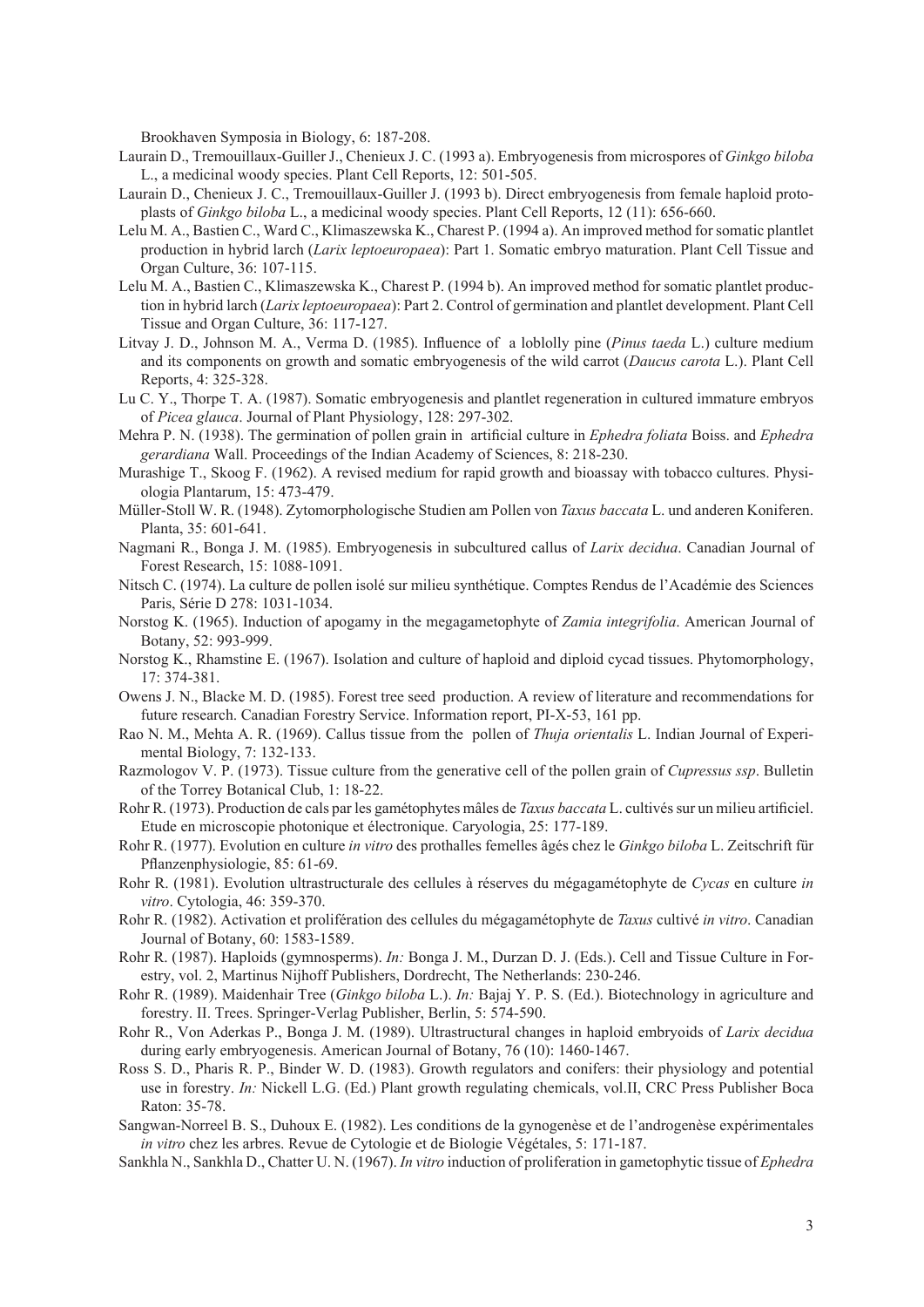Brookhaven Symposia in Biology, 6: 187-208.

Laurain D., Tremouillaux-Guiller J., Chenieux J. C. (1993 a). Embryogenesis from microspores of *Ginkgo biloba* L., a medicinal woody species. Plant Cell Reports, 12: 501-505.

Laurain D., Chenieux J. C., Tremouillaux-Guiller J. (1993 b). Direct embryogenesis from female haploid protoplasts of *Ginkgo biloba* L., a medicinal woody species. Plant Cell Reports, 12 (11): 656-660.

Lelu M. A., Bastien C., Ward C., Klimaszewska K., Charest P. (1994 a). An improved method for somatic plantlet production in hybrid larch (*Larix leptoeuropaea*): Part 1. Somatic embryo maturation. Plant Cell Tissue and Organ Culture, 36: 107-115.

Lelu M. A., Bastien C., Klimaszewska K., Charest P. (1994 b). An improved method for somatic plantlet production in hybrid larch (*Larix leptoeuropaea*): Part 2. Control of germination and plantlet development. Plant Cell Tissue and Organ Culture, 36: 117-127.

Litvay J. D., Johnson M. A., Verma D. (1985). Influence of a loblolly pine (*Pinus taeda* L.) culture medium and its components on growth and somatic embryogenesis of the wild carrot (*Daucus carota* L.). Plant Cell Reports, 4: 325-328.

Lu C. Y., Thorpe T. A. (1987). Somatic embryogenesis and plantlet regeneration in cultured immature embryos of *Picea glauca*. Journal of Plant Physiology, 128: 297-302.

Mehra P. N. (1938). The germination of pollen grain in artificial culture in *Ephedra foliata* Boiss. and *Ephedra gerardiana* Wall. Proceedings of the Indian Academy of Sciences, 8: 218-230.

Murashige T., Skoog F. (1962). A revised medium for rapid growth and bioassay with tobacco cultures. Physiologia Plantarum, 15: 473-479.

Müller-Stoll W. R. (1948). Zytomorphologische Studien am Pollen von *Taxus baccata* L. und anderen Koniferen. Planta, 35: 601-641.

Nagmani R., Bonga J. M. (1985). Embryogenesis in subcultured callus of *Larix decidua*. Canadian Journal of Forest Research, 15: 1088-1091.

Nitsch C. (1974). La culture de pollen isolé sur milieu synthétique. Comptes Rendus de l'Académie des Sciences Paris, Série D 278: 1031-1034.

Norstog K. (1965). Induction of apogamy in the megagametophyte of *Zamia integrifolia*. American Journal of Botany, 52: 993-999.

Norstog K., Rhamstine E. (1967). Isolation and culture of haploid and diploid cycad tissues. Phytomorphology, 17: 374-381.

Owens J. N., Blacke M. D. (1985). Forest tree seed production. A review of literature and recommendations for future research. Canadian Forestry Service. Information report, PI-X-53, 161 pp.

Rao N. M., Mehta A. R. (1969). Callus tissue from the pollen of *Thuja orientalis* L. Indian Journal of Experimental Biology, 7: 132-133.

Razmologov V. P. (1973). Tissue culture from the generative cell of the pollen grain of *Cupressus ssp*. Bulletin of the Torrey Botanical Club, 1: 18-22.

Rohr R. (1973). Production de cals par les gamétophytes mâles de *Taxus baccata* L. cultivés sur un milieu artificiel. Etude en microscopie photonique et électronique. Caryologia, 25: 177-189.

Rohr R. (1977). Evolution en culture *in vitro* des prothalles femelles âgés chez le *Ginkgo biloba* L. Zeitschrift für Pflanzenphysiologie, 85: 61-69.

Rohr R. (1981). Evolution ultrastructurale des cellules à réserves du mégagamétophyte de *Cycas* en culture *in vitro*. Cytologia, 46: 359-370.

Rohr R. (1982). Activation et prolifération des cellules du mégagamétophyte de *Taxus* cultivé *in vitro*. Canadian Journal of Botany, 60: 1583-1589.

Rohr R. (1987). Haploids (gymnosperms). *In:* Bonga J. M., Durzan D. J. (Eds.). Cell and Tissue Culture in Forestry, vol. 2, Martinus Nijhoff Publishers, Dordrecht, The Netherlands: 230-246.

Rohr R. (1989). Maidenhair Tree (*Ginkgo biloba* L.). *In:* Bajaj Y. P. S. (Ed.). Biotechnology in agriculture and forestry. II. Trees. Springer-Verlag Publisher, Berlin, 5: 574-590.

Rohr R., Von Aderkas P., Bonga J. M. (1989). Ultrastructural changes in haploid embryoids of *Larix decidua* during early embryogenesis. American Journal of Botany, 76 (10): 1460-1467.

Ross S. D., Pharis R. P., Binder W. D. (1983). Growth regulators and conifers: their physiology and potential use in forestry. *In:* Nickell L.G. (Ed.) Plant growth regulating chemicals, vol.II, CRC Press Publisher Boca Raton: 35-78.

Sangwan-Norreel B. S., Duhoux E. (1982). Les conditions de la gynogenèse et de l'androgenèse expérimentales *in vitro* chez les arbres. Revue de Cytologie et de Biologie Végétales, 5: 171-187.

Sankhla N., Sankhla D., Chatter U. N. (1967). *In vitro* induction of proliferation in gametophytic tissue of *Ephedra*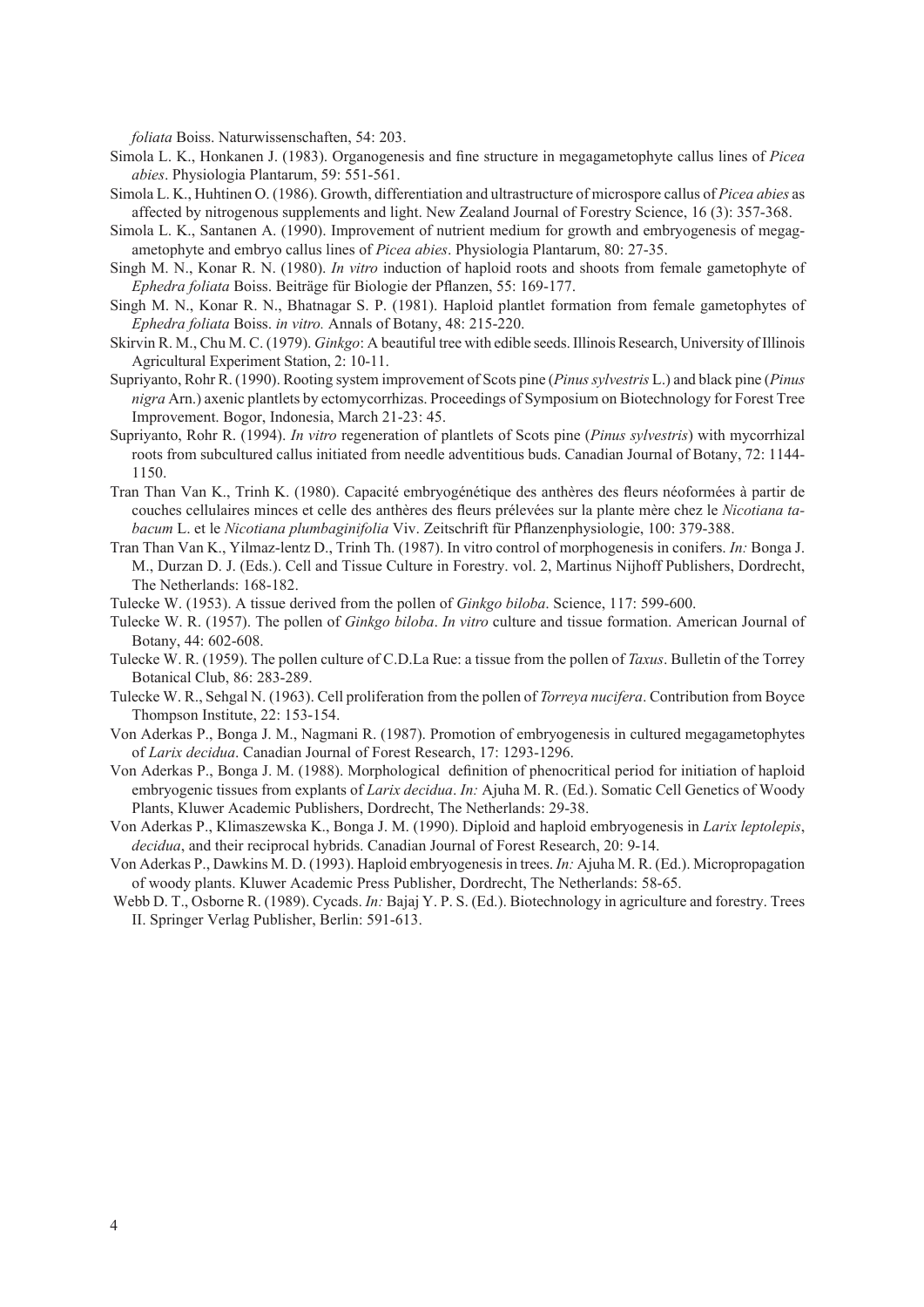*foliata* Boiss. Naturwissenschaften, 54: 203.

Simola L. K., Honkanen J. (1983). Organogenesis and fine structure in megagametophyte callus lines of *Picea abies*. Physiologia Plantarum, 59: 551-561.

Simola L. K., Huhtinen O. (1986). Growth, differentiation and ultrastructure of microspore callus of *Picea abies* as affected by nitrogenous supplements and light. New Zealand Journal of Forestry Science, 16 (3): 357-368.

Simola L. K., Santanen A. (1990). Improvement of nutrient medium for growth and embryogenesis of megagametophyte and embryo callus lines of *Picea abies*. Physiologia Plantarum, 80: 27-35.

Singh M. N., Konar R. N. (1980). *In vitro* induction of haploid roots and shoots from female gametophyte of *Ephedra foliata* Boiss. Beiträge für Biologie der Pflanzen, 55: 169-177.

Singh M. N., Konar R. N., Bhatnagar S. P. (1981). Haploid plantlet formation from female gametophytes of *Ephedra foliata* Boiss. *in vitro.* Annals of Botany, 48: 215-220.

Skirvin R. M., Chu M. C. (1979). *Ginkgo*: A beautiful tree with edible seeds. Illinois Research, University of Illinois Agricultural Experiment Station, 2: 10-11.

Supriyanto, Rohr R. (1990). Rooting system improvement of Scots pine (*Pinus sylvestris* L.) and black pine (*Pinus nigra* Arn.) axenic plantlets by ectomycorrhizas. Proceedings of Symposium on Biotechnology for Forest Tree Improvement. Bogor, Indonesia, March 21-23: 45.

Supriyanto, Rohr R. (1994). *In vitro* regeneration of plantlets of Scots pine (*Pinus sylvestris*) with mycorrhizal roots from subcultured callus initiated from needle adventitious buds. Canadian Journal of Botany, 72: 1144-1150.

Tran Than Van K., Trinh K. (1980). Capacité embryogénétique des anthères des fleurs néoformées à partir de couches cellulaires minces et celle des anthères des fleurs prélevées sur la plante mère chez le *Nicotiana tabacum* L. et le *Nicotiana plumbaginifolia* Viv. Zeitschrift für Pflanzenphysiologie, 100: 379-388.

Tran Than Van K., Yilmaz-lentz D., Trinh Th. (1987). In vitro control of morphogenesis in conifers. *In:* Bonga J. M., Durzan D. J. (Eds.). Cell and Tissue Culture in Forestry. vol. 2, Martinus Nijhoff Publishers, Dordrecht, The Netherlands: 168-182.

Tulecke W. (1953). A tissue derived from the pollen of *Ginkgo biloba*. Science, 117: 599-600.

Tulecke W. R. (1957). The pollen of *Ginkgo biloba*. *In vitro* culture and tissue formation. American Journal of Botany, 44: 602-608.

Tulecke W. R. (1959). The pollen culture of C.D.La Rue: a tissue from the pollen of *Taxus*. Bulletin of the Torrey Botanical Club, 86: 283-289.

Tulecke W. R., Sehgal N. (1963). Cell proliferation from the pollen of *Torreya nucifera*. Contribution from Boyce Thompson Institute, 22: 153-154.

Von Aderkas P., Bonga J. M., Nagmani R. (1987). Promotion of embryogenesis in cultured megagametophytes of *Larix decidua*. Canadian Journal of Forest Research, 17: 1293-1296.

Von Aderkas P., Bonga J. M. (1988). Morphological definition of phenocritical period for initiation of haploid embryogenic tissues from explants of *Larix decidua*. *In:* Ajuha M. R. (Ed.). Somatic Cell Genetics of Woody Plants, Kluwer Academic Publishers, Dordrecht, The Netherlands: 29-38.

Von Aderkas P., Klimaszewska K., Bonga J. M. (1990). Diploid and haploid embryogenesis in *Larix leptolepis*, *decidua*, and their reciprocal hybrids. Canadian Journal of Forest Research, 20: 9-14.

Von Aderkas P., Dawkins M. D. (1993). Haploid embryogenesis in trees. *In:* Ajuha M. R. (Ed.). Micropropagation of woody plants. Kluwer Academic Press Publisher, Dordrecht, The Netherlands: 58-65.

Webb D. T., Osborne R. (1989). Cycads. *In:* Bajaj Y. P. S. (Ed.). Biotechnology in agriculture and forestry. Trees II. Springer Verlag Publisher, Berlin: 591-613.